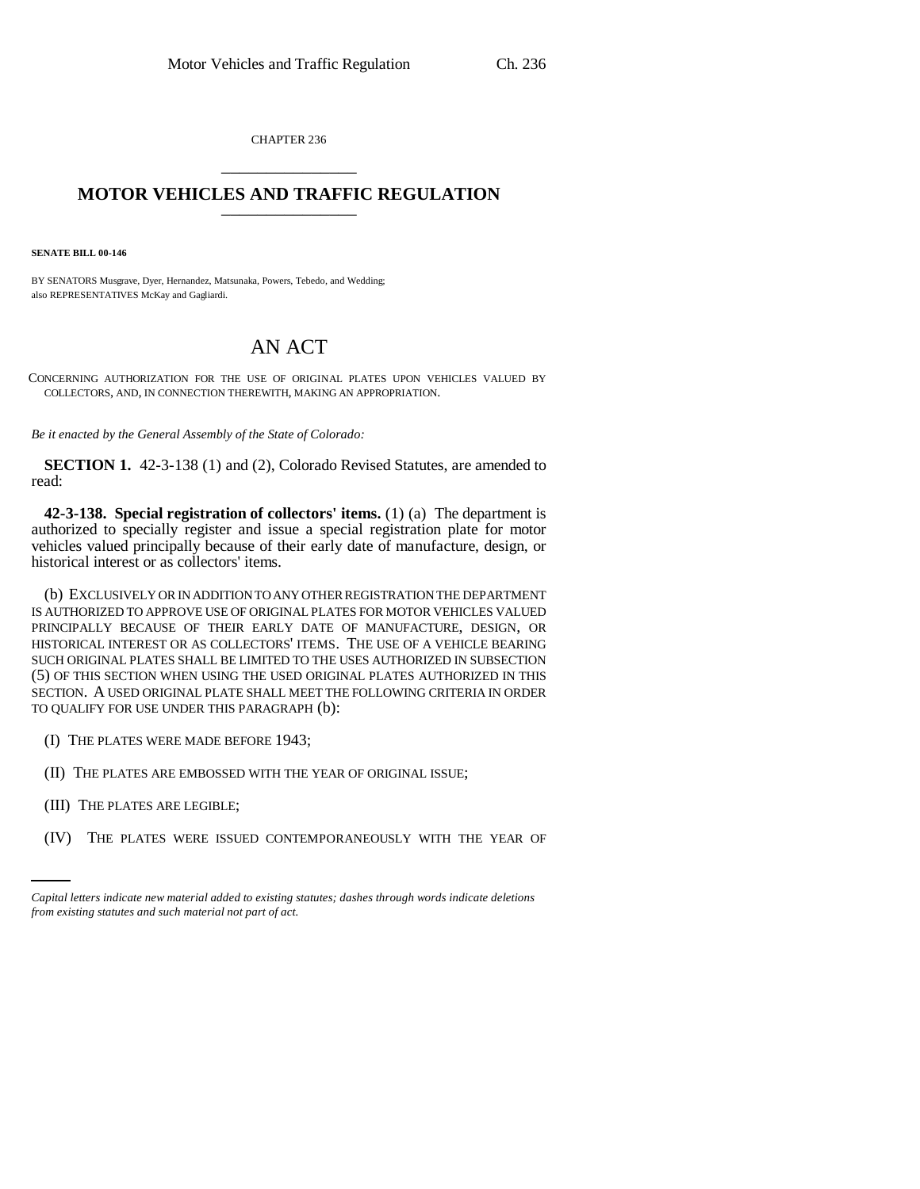CHAPTER 236

# MOTOR VEHICLES AND TRAFFIC REGULATION

**SENATE BILL 00-146**

BY SENATORS Musgrave, Dyer, Hernandez, Matsunaka, Powers, Tebedo, and Wedding;
also REPRESENTATIVES McKay and Gagliardi.

## AN ACT

CONCERNING AUTHORIZATION FOR THE USE OF ORIGINAL PLATES UPON VEHICLES VALUED BY COLLECTORS, AND, IN CONNECTION THEREWITH, MAKING AN APPROPRIATION.

*Be it enacted by the General Assembly of the State of Colorado:*

**SECTION 1.** 42-3-138 (1) and (2), Colorado Revised Statutes, are amended to read:

**42-3-138. Special registration of collectors' items.** (1) (a) The department is authorized to specially register and issue a special registration plate for motor vehicles valued principally because of their early date of manufacture, design, or historical interest or as collectors' items.

(b) EXCLUSIVELY OR IN ADDITION TO ANY OTHER REGISTRATION THE DEPARTMENT IS AUTHORIZED TO APPROVE USE OF ORIGINAL PLATES FOR MOTOR VEHICLES VALUED PRINCIPALLY BECAUSE OF THEIR EARLY DATE OF MANUFACTURE, DESIGN, OR HISTORICAL INTEREST OR AS COLLECTORS' ITEMS. THE USE OF A VEHICLE BEARING SUCH ORIGINAL PLATES SHALL BE LIMITED TO THE USES AUTHORIZED IN SUBSECTION (5) OF THIS SECTION WHEN USING THE USED ORIGINAL PLATES AUTHORIZED IN THIS SECTION. A USED ORIGINAL PLATE SHALL MEET THE FOLLOWING CRITERIA IN ORDER TO QUALIFY FOR USE UNDER THIS PARAGRAPH (b):

(I) THE PLATES WERE MADE BEFORE 1943;

(II) THE PLATES ARE EMBOSSED WITH THE YEAR OF ORIGINAL ISSUE;

(III) THE PLATES ARE LEGIBLE;

(IV) THE PLATES WERE ISSUED CONTEMPORANEOUSLY WITH THE YEAR OF

*Capital letters indicate new material added to existing statutes; dashes through words indicate deletions from existing statutes and such material not part of act.*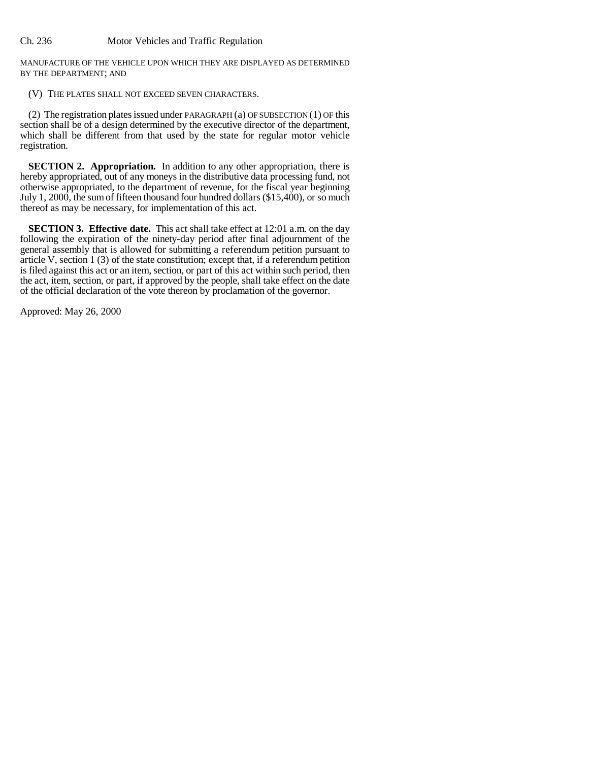MANUFACTURE OF THE VEHICLE UPON WHICH THEY ARE DISPLAYED AS DETERMINED BY THE DEPARTMENT; AND

(V) THE PLATES SHALL NOT EXCEED SEVEN CHARACTERS.

(2) The registration plates issued under PARAGRAPH (a) OF SUBSECTION (1) OF this section shall be of a design determined by the executive director of the department, which shall be different from that used by the state for regular motor vehicle registration.

**SECTION 2. Appropriation.** In addition to any other appropriation, there is hereby appropriated, out of any moneys in the distributive data processing fund, not otherwise appropriated, to the department of revenue, for the fiscal year beginning July 1, 2000, the sum of fifteen thousand four hundred dollars ($15,400), or so much thereof as may be necessary, for implementation of this act.

**SECTION 3. Effective date.** This act shall take effect at 12:01 a.m. on the day following the expiration of the ninety-day period after final adjournment of the general assembly that is allowed for submitting a referendum petition pursuant to article V, section 1 (3) of the state constitution; except that, if a referendum petition is filed against this act or an item, section, or part of this act within such period, then the act, item, section, or part, if approved by the people, shall take effect on the date of the official declaration of the vote thereon by proclamation of the governor.

Approved: May 26, 2000